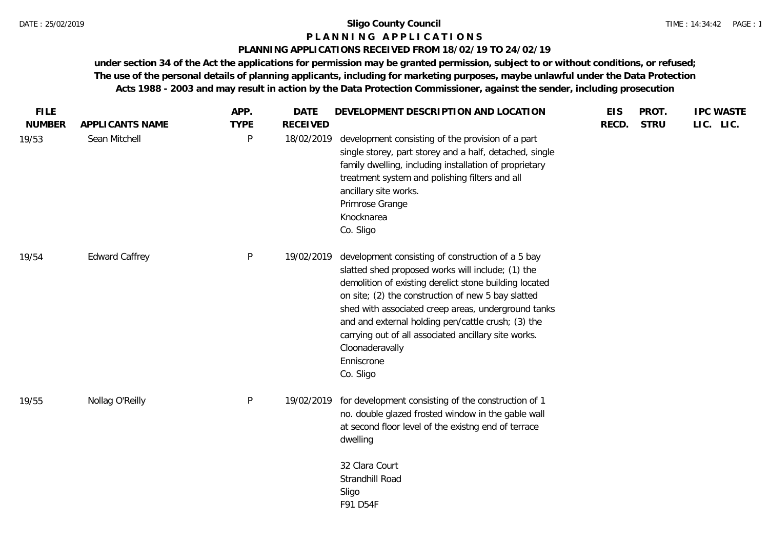DATE : 25/02/2019 **Sligo County Council** TIME : 14:34:42

# PLANNING APPLICATIONS

## PLANNING APPLICATIONS RECEIVED FROM 18/02/19 TO 24/02/19

**under section 34 of the Act the applications for permission may be granted permission, subject to or without conditions, or refused; The use of the personal details of planning applicants, including for marketing purposes, maybe unlawful under the Data Protection Acts 1988 - 2003 and may result in action by the Data Protection Commissioner, against the sender, including prosecution**

| FILE NUMBER | APPLICANTS NAME | APP. TYPE | DATE RECEIVED | DEVELOPMENT DESCRIPTION AND LOCATION | EIS RECD. | PROT. STRU | IPC LIC. | WASTE LIC. |
|---|---|---|---|---|---|---|---|---|
| 19/53 | Sean Mitchell | P | 18/02/2019 | development consisting of the provision of a part single storey, part storey and a half, detached, single family dwelling, including installation of proprietary treatment system and polishing filters and all ancillary site works.<br>Primrose Grange<br>Knocknarea<br>Co. Sligo | | | | |
| 19/54 | Edward Caffrey | P | 19/02/2019 | development consisting of construction of a 5 bay slatted shed proposed works will include; (1) the demolition of existing derelict stone building located on site; (2) the construction of new 5 bay slatted shed with associated creep areas, underground tanks and and external holding pen/cattle crush; (3) the carrying out of all associated ancillary site works.<br>Cloonaderavally<br>Enniscrone<br>Co. Sligo | | | | |
| 19/55 | Nollag O'Reilly | P | 19/02/2019 | for development consisting of the construction of 1 no. double glazed frosted window in the gable wall at second floor level of the existng end of terrace dwelling<br><br>32 Clara Court<br>Strandhill Road<br>Sligo<br>F91 D54F | | | | |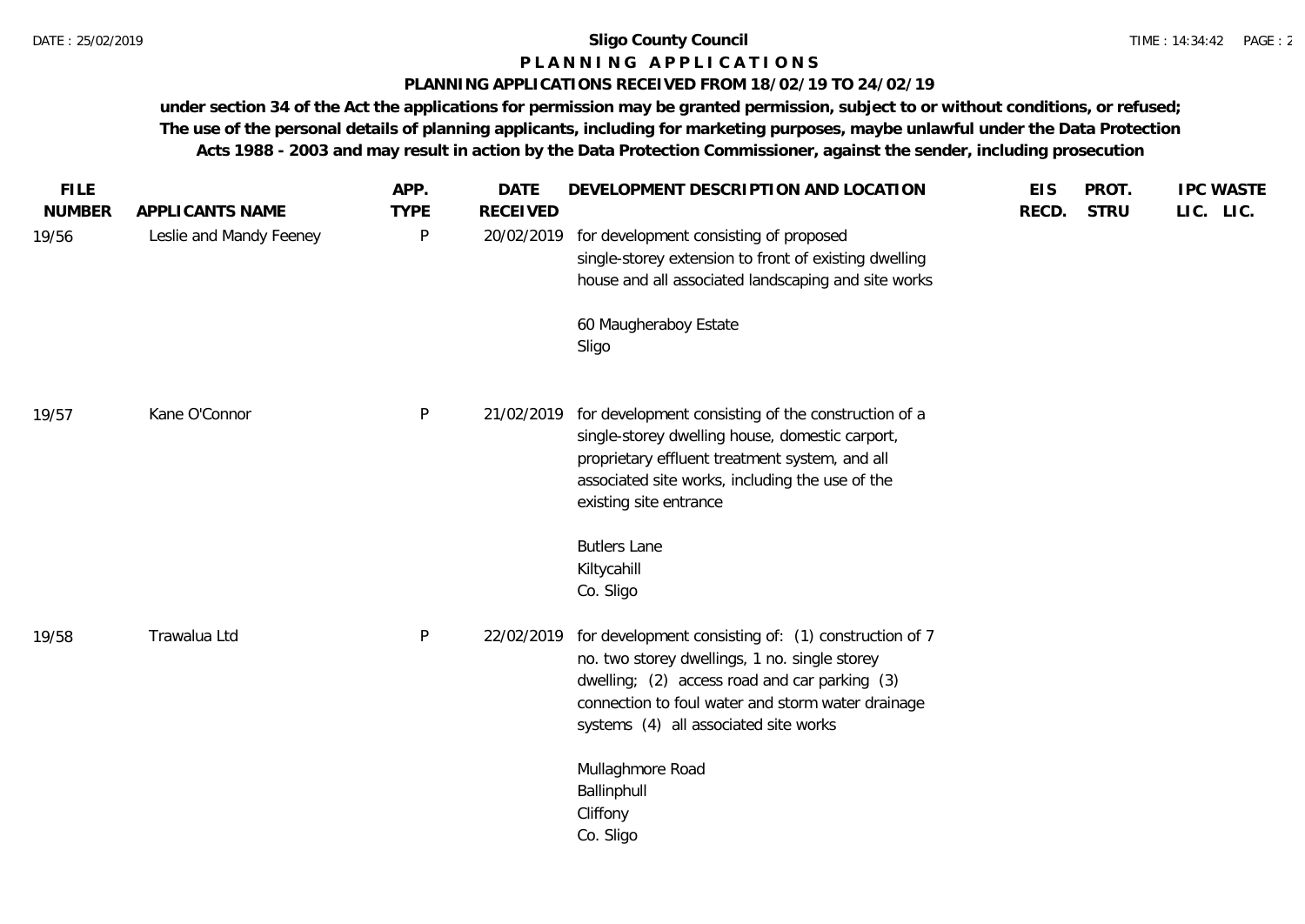**Sligo County Council**

**P L A N N I N G A P P L I C A T I O N S**

**PLANNING APPLICATIONS RECEIVED FROM 18/02/19 TO 24/02/19**

**under section 34 of the Act the applications for permission may be granted permission, subject to or without conditions, or refused; The use of the personal details of planning applicants, including for marketing purposes, maybe unlawful under the Data Protection Acts 1988 - 2003 and may result in action by the Data Protection Commissioner, against the sender, including prosecution**

| FILE NUMBER | APPLICANTS NAME | APP. TYPE | DATE RECEIVED | DEVELOPMENT DESCRIPTION AND LOCATION | EIS RECD. | PROT. STRU | IPC LIC. | WASTE LIC. |
|---|---|---|---|---|---|---|---|---|
| 19/56 | Leslie and Mandy Feeney | P | 20/02/2019 | for development consisting of proposed single-storey extension to front of existing dwelling house and all associated landscaping and site works<br><br>60 Maugheraboy Estate<br>Sligo | | | | |
| 19/57 | Kane O'Connor | P | 21/02/2019 | for development consisting of the construction of a single-storey dwelling house, domestic carport, proprietary effluent treatment system, and all associated site works, including the use of the existing site entrance<br><br>Butlers Lane<br>Kiltycahill<br>Co. Sligo | | | | |
| 19/58 | Trawalua Ltd | P | 22/02/2019 | for development consisting of: (1) construction of 7 no. two storey dwellings, 1 no. single storey dwelling; (2) access road and car parking (3) connection to foul water and storm water drainage systems (4) all associated site works<br><br>Mullaghmore Road<br>Ballinphull<br>Cliffony<br>Co. Sligo | | | | |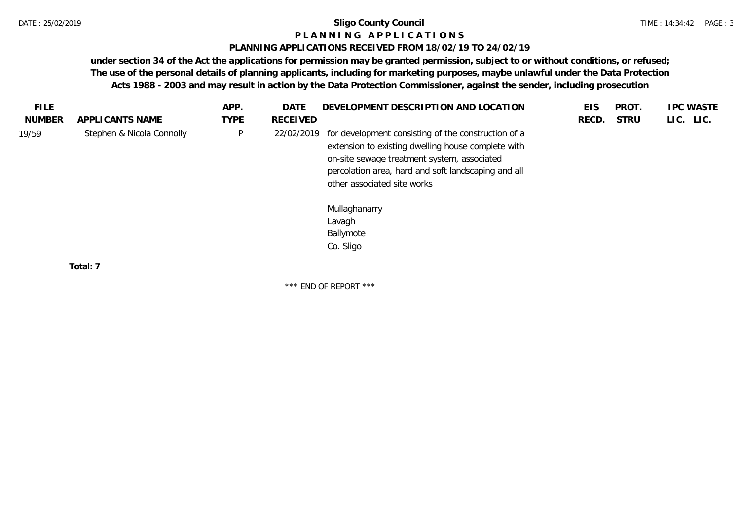# Sligo County Council

## P L A N N I N G  A P P L I C A T I O N S

### PLANNING APPLICATIONS RECEIVED FROM 18/02/19 TO 24/02/19

**under section 34 of the Act the applications for permission may be granted permission, subject to or without conditions, or refused; The use of the personal details of planning applicants, including for marketing purposes, maybe unlawful under the Data Protection Acts 1988 - 2003 and may result in action by the Data Protection Commissioner, against the sender, including prosecution**

| FILE NUMBER | APPLICANTS NAME | APP. TYPE | DATE RECEIVED | DEVELOPMENT DESCRIPTION AND LOCATION | EIS RECD. | PROT. STRU | IPC LIC. | WASTE LIC. |
|---|---|---|---|---|---|---|---|---|
| 19/59 | Stephen & Nicola Connolly | P | 22/02/2019 | for development consisting of the construction of a extension to existing dwelling house complete with on-site sewage treatment system, associated percolation area, hard and soft landscaping and all other associated site works<br><br>Mullaghanarry<br>Lavagh<br>Ballymote<br>Co. Sligo | | | | |

**Total: 7**

\*\*\* END OF REPORT \*\*\*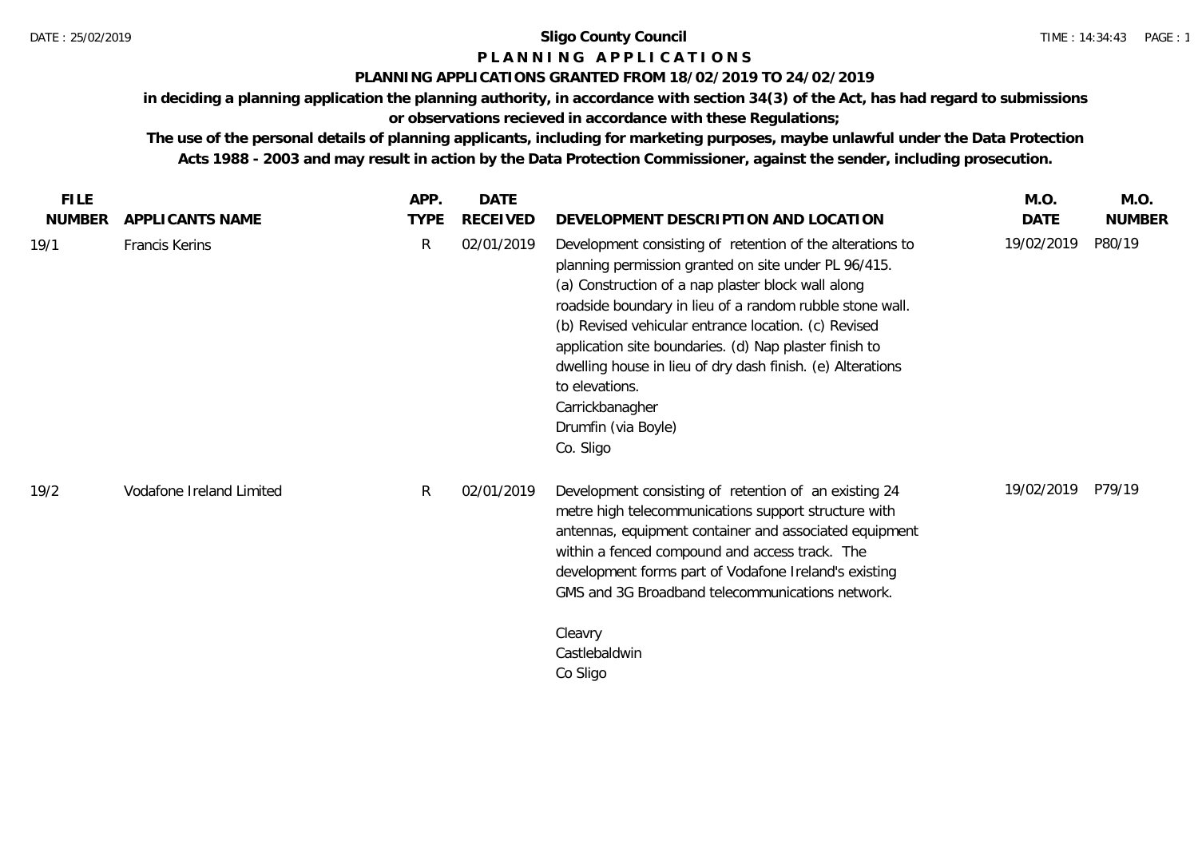**Sligo County Council**

**P L A N N I N G   A P P L I C A T I O N S**

**PLANNING APPLICATIONS GRANTED FROM 18/02/2019 TO 24/02/2019**

**in deciding a planning application the planning authority, in accordance with section 34(3) of the Act, has had regard to submissions or observations recieved in accordance with these Regulations;**

**The use of the personal details of planning applicants, including for marketing purposes, maybe unlawful under the Data Protection Acts 1988 - 2003 and may result in action by the Data Protection Commissioner, against the sender, including prosecution.**

| FILE NUMBER | APPLICANTS NAME | APP. TYPE | DATE RECEIVED | DEVELOPMENT DESCRIPTION AND LOCATION | M.O. DATE | M.O. NUMBER |
|---|---|---|---|---|---|---|
| 19/1 | Francis Kerins | R | 02/01/2019 | Development consisting of retention of the alterations to planning permission granted on site under PL 96/415. (a) Construction of a nap plaster block wall along roadside boundary in lieu of a random rubble stone wall. (b) Revised vehicular entrance location. (c) Revised application site boundaries. (d) Nap plaster finish to dwelling house in lieu of dry dash finish. (e) Alterations to elevations.<br>Carrickbanagher<br>Drumfin (via Boyle)<br>Co. Sligo | 19/02/2019 | P80/19 |
| 19/2 | Vodafone Ireland Limited | R | 02/01/2019 | Development consisting of retention of an existing 24 metre high telecommunications support structure with antennas, equipment container and associated equipment within a fenced compound and access track. The development forms part of Vodafone Ireland's existing GMS and 3G Broadband telecommunications network.<br>Cleavry<br>Castlebaldwin<br>Co Sligo | 19/02/2019 | P79/19 |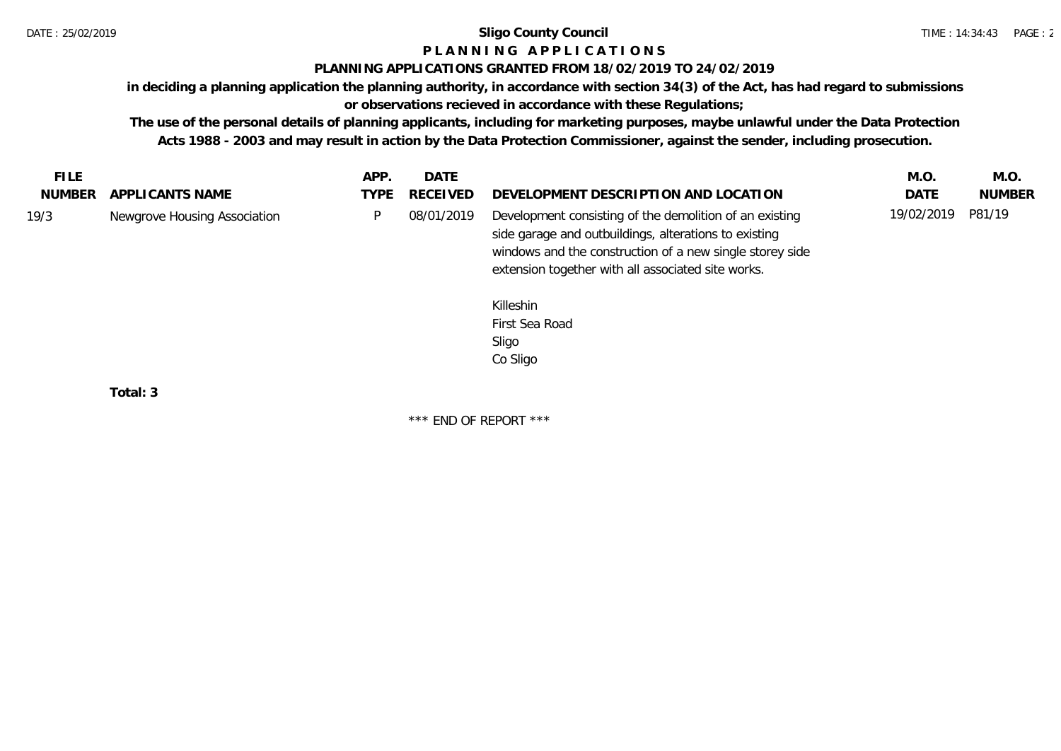**Sligo County Council**

**P L A N N I N G   A P P L I C A T I O N S**

**PLANNING APPLICATIONS GRANTED FROM 18/02/2019 TO 24/02/2019**

**in deciding a planning application the planning authority, in accordance with section 34(3) of the Act, has had regard to submissions or observations recieved in accordance with these Regulations;**

**The use of the personal details of planning applicants, including for marketing purposes, maybe unlawful under the Data Protection Acts 1988 - 2003 and may result in action by the Data Protection Commissioner, against the sender, including prosecution.**

| FILE NUMBER | APPLICANTS NAME | APP. TYPE | DATE RECEIVED | DEVELOPMENT DESCRIPTION AND LOCATION | M.O. DATE | M.O. NUMBER |
|---|---|---|---|---|---|---|
| 19/3 | Newgrove Housing Association | P | 08/01/2019 | Development consisting of the demolition of an existing side garage and outbuildings, alterations to existing windows and the construction of a new single storey side extension together with all associated site works.<br><br>Killeshin<br>First Sea Road<br>Sligo<br>Co Sligo | 19/02/2019 | P81/19 |

**Total: 3**

\*\*\* END OF REPORT \*\*\*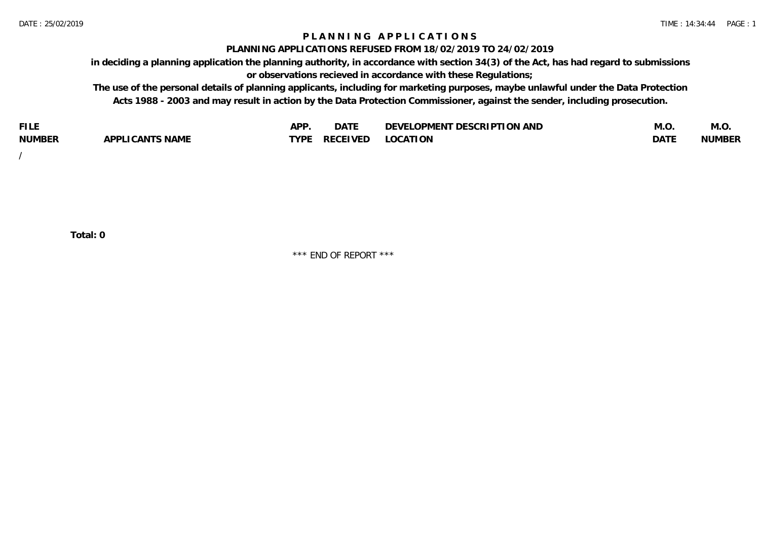# PLANNING APPLICATIONS

## PLANNING APPLICATIONS REFUSED FROM 18/02/2019 TO 24/02/2019

**in deciding a planning application the planning authority, in accordance with section 34(3) of the Act, has had regard to submissions or observations recieved in accordance with these Regulations;**

**The use of the personal details of planning applicants, including for marketing purposes, maybe unlawful under the Data Protection Acts 1988 - 2003 and may result in action by the Data Protection Commissioner, against the sender, including prosecution.**

| FILE NUMBER | APPLICANTS NAME | APP. TYPE | DATE RECEIVED | DEVELOPMENT DESCRIPTION AND LOCATION | M.O. DATE | M.O. NUMBER |
|---|---|---|---|---|---|---|
| / | | | | | | |

**Total: 0**

*** END OF REPORT ***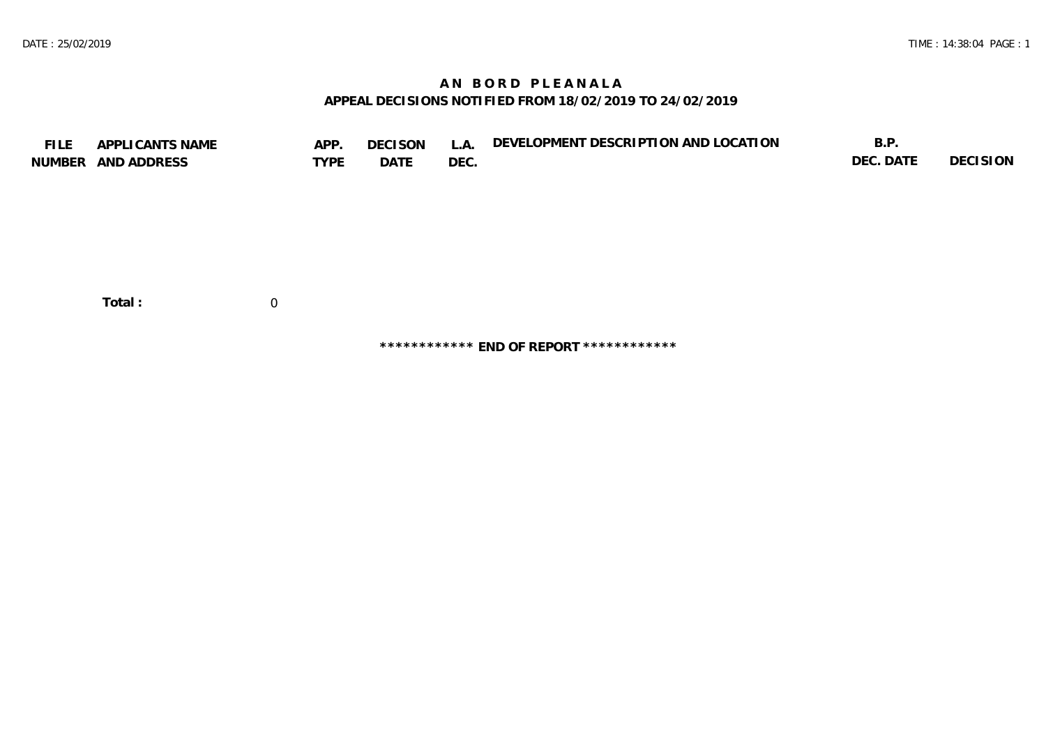# AN BORD PLEANALA

## APPEAL DECISIONS NOTIFIED FROM 18/02/2019 TO 24/02/2019

| FILE NUMBER | APPLICANTS NAME AND ADDRESS | APP. TYPE | DECISON DATE | L.A. DEC. | DEVELOPMENT DESCRIPTION AND LOCATION | B.P. DEC. DATE | DECISION |
|---|---|---|---|---|---|---|---|

**Total :** 0

************ **END OF REPORT** ************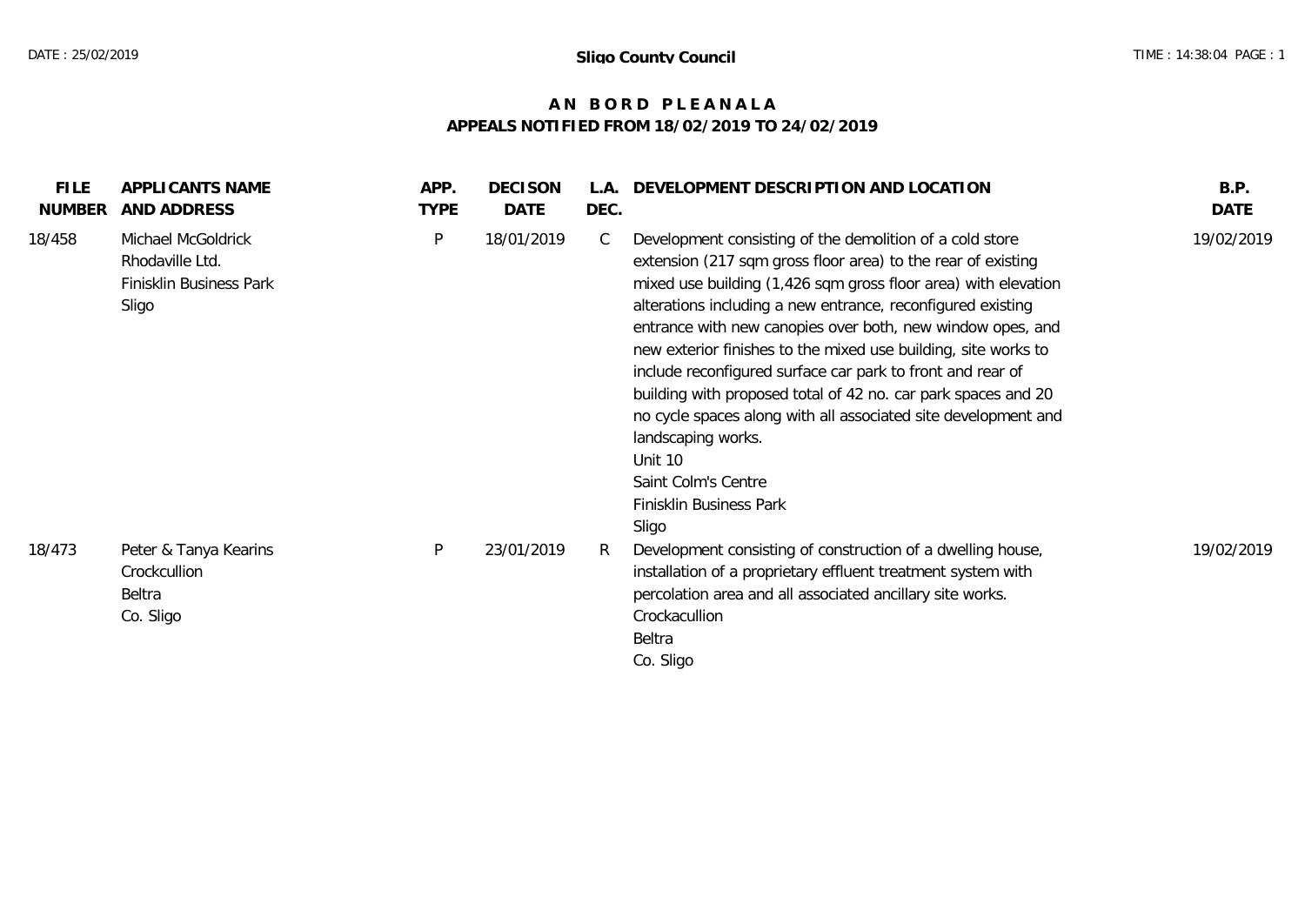Sligo County Council

# AN BORD PLEANALA

## APPEALS NOTIFIED FROM 18/02/2019 TO 24/02/2019

| FILE NUMBER | APPLICANTS NAME AND ADDRESS | APP. TYPE | DECISON DATE | L.A. DEC. | DEVELOPMENT DESCRIPTION AND LOCATION | B.P. DATE |
|---|---|---|---|---|---|---|
| 18/458 | Michael McGoldrick<br>Rhodaville Ltd.<br>Finisklin Business Park<br>Sligo | P | 18/01/2019 | C | Development consisting of the demolition of a cold store extension (217 sqm gross floor area) to the rear of existing mixed use building (1,426 sqm gross floor area) with elevation alterations including a new entrance, reconfigured existing entrance with new canopies over both, new window opes, and new exterior finishes to the mixed use building, site works to include reconfigured surface car park to front and rear of building with proposed total of 42 no. car park spaces and 20 no cycle spaces along with all associated site development and landscaping works.<br>Unit 10<br>Saint Colm's Centre<br>Finisklin Business Park<br>Sligo | 19/02/2019 |
| 18/473 | Peter & Tanya Kearins<br>Crockcullion<br>Beltra<br>Co. Sligo | P | 23/01/2019 | R | Development consisting of construction of a dwelling house, installation of a proprietary effluent treatment system with percolation area and all associated ancillary site works.<br>Crockacullion<br>Beltra<br>Co. Sligo | 19/02/2019 |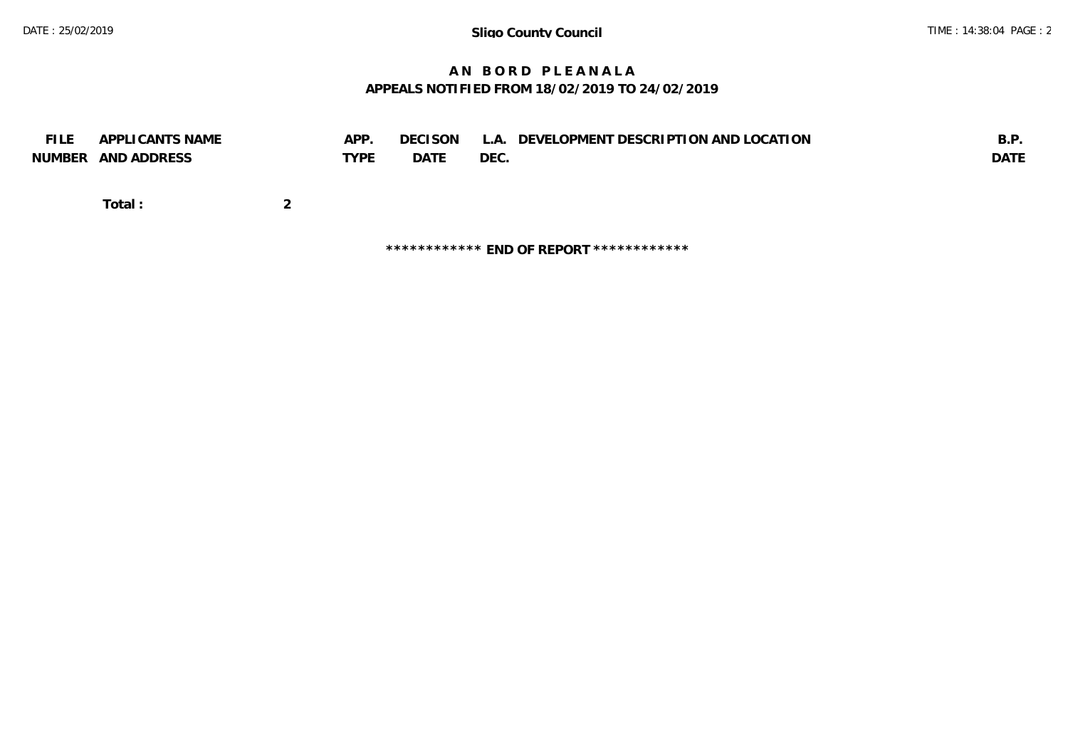# AN BORD PLEANALA

## APPEALS NOTIFIED FROM 18/02/2019 TO 24/02/2019

| FILE NUMBER | APPLICANTS NAME AND ADDRESS | APP. TYPE | DECISON DATE | L.A. DEC. | DEVELOPMENT DESCRIPTION AND LOCATION | B.P. DATE |
|---|---|---|---|---|---|---|

**Total : 2**

**\*\*\*\*\*\*\*\*\*\*\*\* END OF REPORT \*\*\*\*\*\*\*\*\*\*\*\***